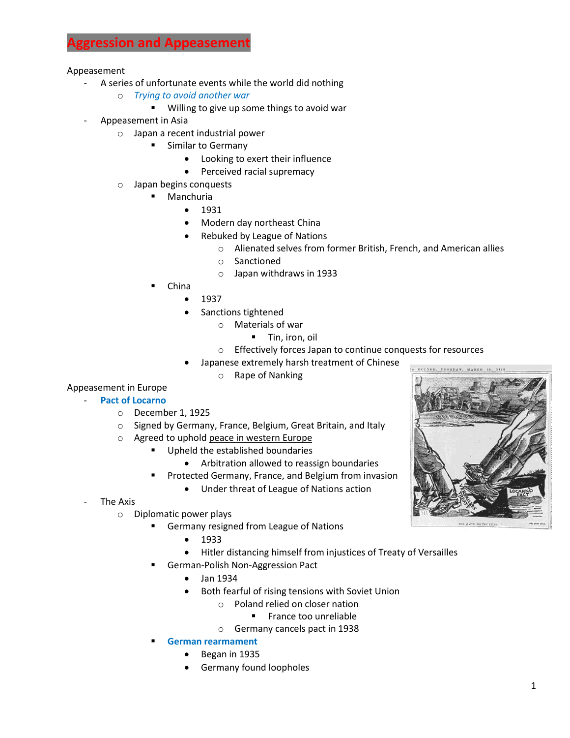# Aggression and Appeasement

Appeasement
- A series of unfortunate events while the world did nothing
    - *Trying to avoid another war*
        - Willing to give up some things to avoid war
- Appeasement in Asia
    - Japan a recent industrial power
        - Similar to Germany
            - Looking to exert their influence
            - Perceived racial supremacy
    - Japan begins conquests
        - Manchuria
            - 1931
            - Modern day northeast China
            - Rebuked by League of Nations
                - Alienated selves from former British, French, and American allies
                - Sanctioned
                - Japan withdraws in 1933
        - China
            - 1937
            - Sanctions tightened
                - Materials of war
                    - Tin, iron, oil
                - Effectively forces Japan to continue conquests for resources
            - Japanese extremely harsh treatment of Chinese
                - Rape of Nanking

Appeasement in Europe
- **Pact of Locarno**
    - December 1, 1925
    - Signed by Germany, France, Belgium, Great Britain, and Italy
    - Agreed to uphold peace in western Europe
        - Upheld the established boundaries
            - Arbitration allowed to reassign boundaries
        - Protected Germany, France, and Belgium from invasion
            - Under threat of League of Nations action
- The Axis
    - Diplomatic power plays
        - Germany resigned from League of Nations
            - 1933
            - Hitler distancing himself from injustices of Treaty of Versailles
        - German-Polish Non-Aggression Pact
            - Jan 1934
            - Both fearful of rising tensions with Soviet Union
                - Poland relied on closer nation
                    - France too unreliable
                - Germany cancels pact in 1938
        - **German rearmament**
            - Began in 1935
            - Germany found loopholes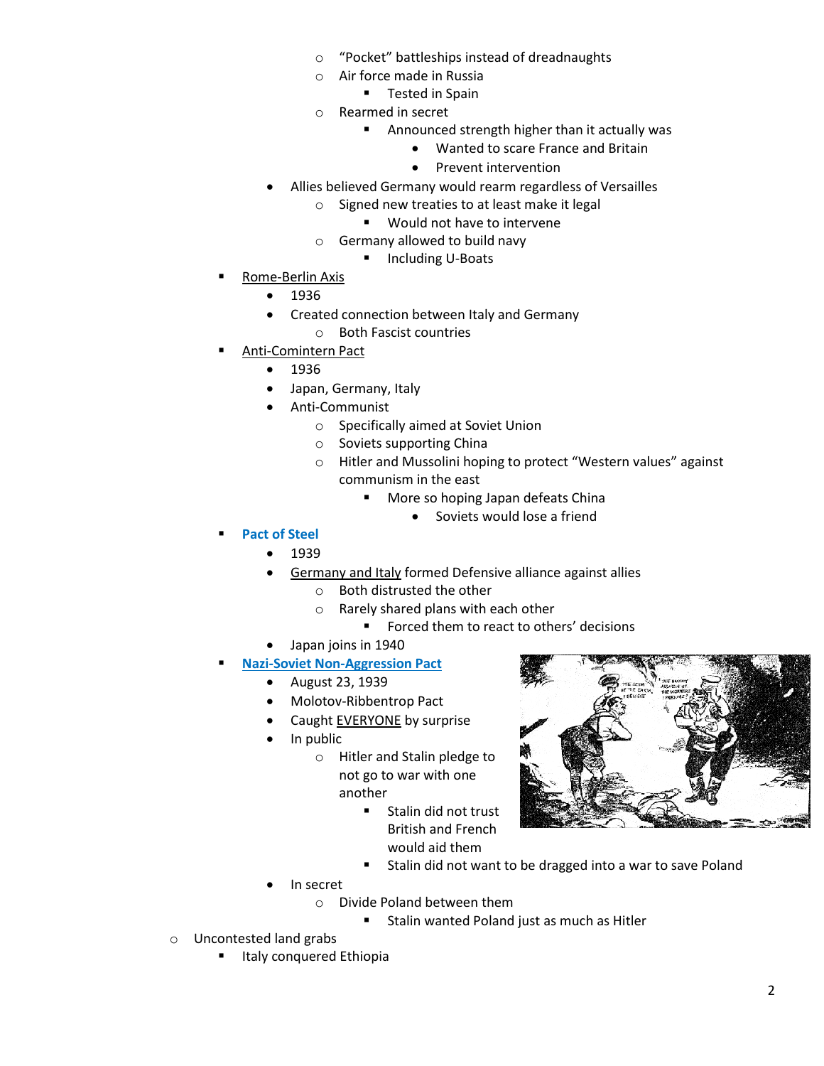- "Pocket" battleships instead of dreadnaughts
- Air force made in Russia
  - Tested in Spain
- Rearmed in secret
  - Announced strength higher than it actually was
    - Wanted to scare France and Britain
    - Prevent intervention

- Allies believed Germany would rearm regardless of Versailles
  - Signed new treaties to at least make it legal
    - Would not have to intervene
  - Germany allowed to build navy
    - Including U-Boats

- <u>Rome-Berlin Axis</u>
  - 1936
  - Created connection between Italy and Germany
    - Both Fascist countries
- <u>Anti-Comintern Pact</u>
  - 1936
  - Japan, Germany, Italy
  - Anti-Communist
    - Specifically aimed at Soviet Union
    - Soviets supporting China
    - Hitler and Mussolini hoping to protect "Western values" against communism in the east
      - More so hoping Japan defeats China
        - Soviets would lose a friend
- **Pact of Steel**
  - 1939
  - <u>Germany and Italy</u> formed Defensive alliance against allies
    - Both distrusted the other
    - Rarely shared plans with each other
      - Forced them to react to others' decisions
  - Japan joins in 1940
- **<u>Nazi-Soviet Non-Aggression Pact</u>**
  - August 23, 1939
  - Molotov-Ribbentrop Pact
  - Caught <u>EVERYONE</u> by surprise
  - In public
    - Hitler and Stalin pledge to not go to war with one another
      - Stalin did not trust British and French would aid them
      - Stalin did not want to be dragged into a war to save Poland
  - In secret
    - Divide Poland between them
      - Stalin wanted Poland just as much as Hitler

- Uncontested land grabs
  - Italy conquered Ethiopia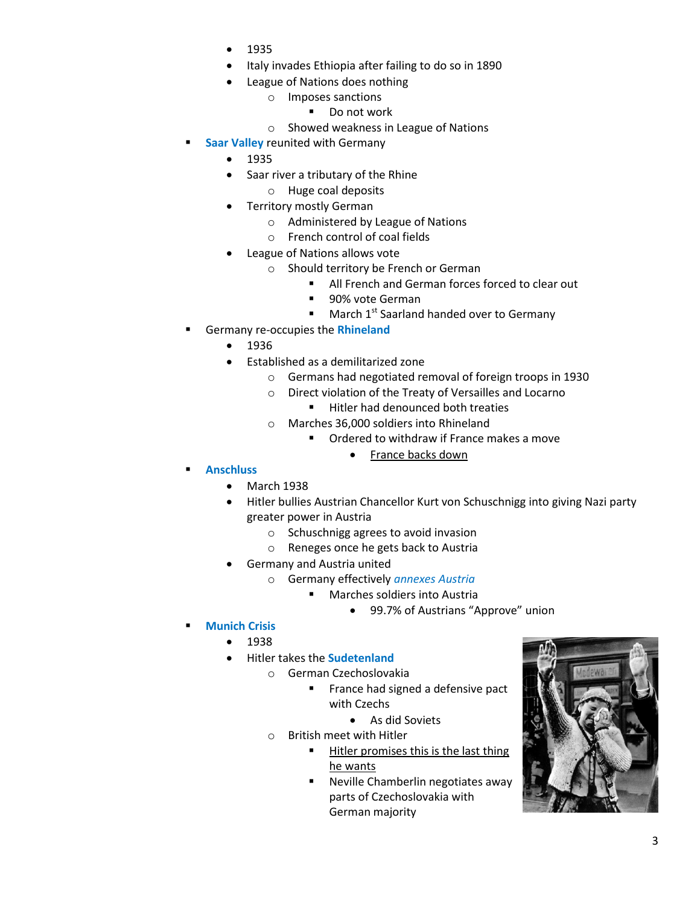- 1935
        - Italy invades Ethiopia after failing to do so in 1890
        - League of Nations does nothing
            - Imposes sanctions
                - Do not work
            - Showed weakness in League of Nations
- **Saar Valley** reunited with Germany
    - 1935
    - Saar river a tributary of the Rhine
        - Huge coal deposits
    - Territory mostly German
        - Administered by League of Nations
        - French control of coal fields
    - League of Nations allows vote
        - Should territory be French or German
            - All French and German forces forced to clear out
            - 90% vote German
            - March 1st Saarland handed over to Germany
- Germany re-occupies the **Rhineland**
    - 1936
    - Established as a demilitarized zone
        - Germans had negotiated removal of foreign troops in 1930
        - Direct violation of the Treaty of Versailles and Locarno
            - Hitler had denounced both treaties
        - Marches 36,000 soldiers into Rhineland
            - Ordered to withdraw if France makes a move
                - <u>France backs down</u>
- **Anschluss**
    - March 1938
    - Hitler bullies Austrian Chancellor Kurt von Schuschnigg into giving Nazi party greater power in Austria
        - Schuschnigg agrees to avoid invasion
        - Reneges once he gets back to Austria
    - Germany and Austria united
        - Germany effectively *annexes Austria*
            - Marches soldiers into Austria
                - 99.7% of Austrians "Approve" union
- **Munich Crisis**
    - 1938
    - Hitler takes the **Sudetenland**
        - German Czechoslovakia
            - France had signed a defensive pact with Czechs
                - As did Soviets
        - British meet with Hitler
            - <u>Hitler promises this is the last thing he wants</u>
            - Neville Chamberlin negotiates away parts of Czechoslovakia with German majority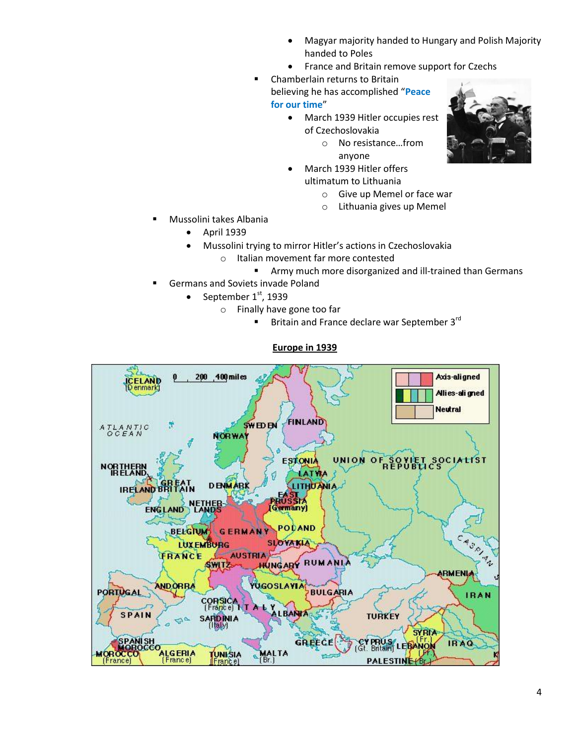- Magyar majority handed to Hungary and Polish Majority handed to Poles
        - France and Britain remove support for Czechs
    - Chamberlain returns to Britain believing he has accomplished "**Peace for our time**"
        - March 1939 Hitler occupies rest of Czechoslovakia
            - No resistance…from anyone
        - March 1939 Hitler offers ultimatum to Lithuania
            - Give up Memel or face war
            - Lithuania gives up Memel
- Mussolini takes Albania
    - April 1939
    - Mussolini trying to mirror Hitler's actions in Czechoslovakia
        - Italian movement far more contested
            - Army much more disorganized and ill-trained than Germans
- Germans and Soviets invade Poland
    - September 1st, 1939
        - Finally have gone too far
            - Britain and France declare war September 3rd

**<u>Europe in 1939</u>**

0 200 400 miles

Axis-aligned
Allies-aligned
Neutral

ICELAND (Denmark)
ATLANTIC OCEAN
NORWAY
SWEDEN
FINLAND
ESTONIA
LATVIA
LITHUANIA
UNION OF SOVIET SOCIALIST REPUBLICS
NORTHERN IRELAND
IRELAND
GREAT BRITAIN
ENGLAND
DENMARK
NETHERLANDS
EAST PRUSSIA (Germany)
POLAND
BELGIUM
LUXEMBURG
GERMANY
SLOVAKIA
FRANCE
SWITZ
AUSTRIA
HUNGARY
RUMANIA
CASPIAN
ARMENIA
PORTUGAL
ANDORRA
YUGOSLAVIA
BULGARIA
IRAN
SPAIN
CORSICA (France)
SARDINIA (Italy)
ITALY
ALBANIA
TURKEY
SPANISH MOROCCO
MOROCCO (France)
ALGERIA (France)
TUNISIA (France)
MALTA (Br.)
GREECE
CYPRUS (Gt. Britain)
SYRIA (Fr.)
LEBANON (Fr.)
IRAQ
PALESTINE (Br.)